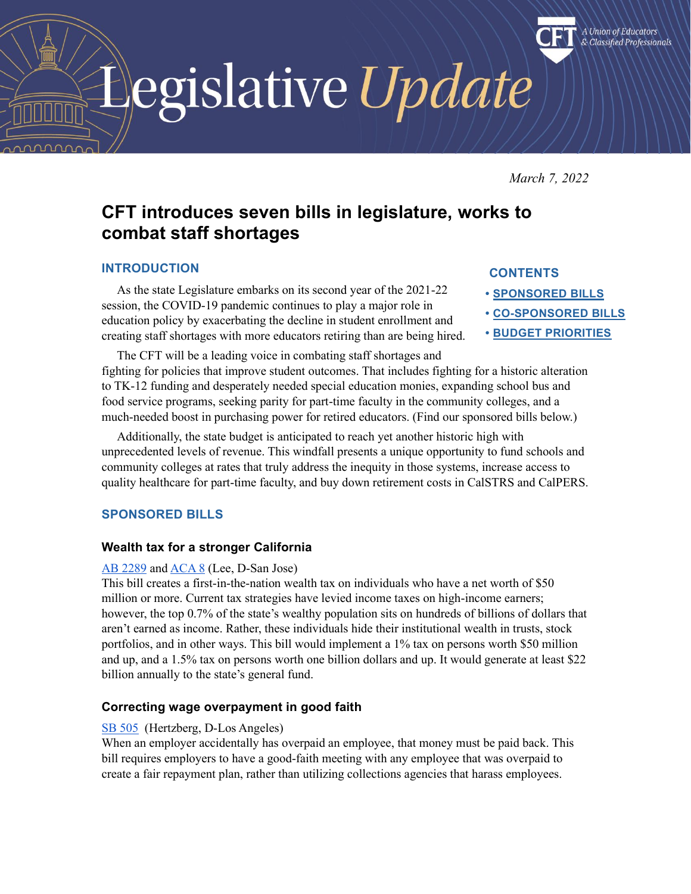# Legislative *Update*

CFT — *A Union of Educators & Classified Professionals*

*March 7, 2022*

## CFT introduces seven bills in legislature, works to combat staff shortages

### INTRODUCTION

**CONTENTS**

- [SPONSORED BILLS](#sponsored-bills)
- [CO-SPONSORED BILLS](#co-sponsored-bills)
- [BUDGET PRIORITIES](#budget-priorities)

As the state Legislature embarks on its second year of the 2021-22 session, the COVID-19 pandemic continues to play a major role in education policy by exacerbating the decline in student enrollment and creating staff shortages with more educators retiring than are being hired.

The CFT will be a leading voice in combating staff shortages and fighting for policies that improve student outcomes. That includes fighting for a historic alteration to TK-12 funding and desperately needed special education monies, expanding school bus and food service programs, seeking parity for part-time faculty in the community colleges, and a much-needed boost in purchasing power for retired educators. (Find our sponsored bills below.)

Additionally, the state budget is anticipated to reach yet another historic high with unprecedented levels of revenue. This windfall presents a unique opportunity to fund schools and community colleges at rates that truly address the inequity in those systems, increase access to quality healthcare for part-time faculty, and buy down retirement costs in CalSTRS and CalPERS.

### SPONSORED BILLS

#### Wealth tax for a stronger California

AB 2289 and ACA 8 (Lee, D-San Jose)
This bill creates a first-in-the-nation wealth tax on individuals who have a net worth of $50 million or more. Current tax strategies have levied income taxes on high-income earners; however, the top 0.7% of the state's wealthy population sits on hundreds of billions of dollars that aren't earned as income. Rather, these individuals hide their institutional wealth in trusts, stock portfolios, and in other ways. This bill would implement a 1% tax on persons worth $50 million and up, and a 1.5% tax on persons worth one billion dollars and up. It would generate at least $22 billion annually to the state's general fund.

#### Correcting wage overpayment in good faith

SB 505 (Hertzberg, D-Los Angeles)
When an employer accidentally has overpaid an employee, that money must be paid back. This bill requires employers to have a good-faith meeting with any employee that was overpaid to create a fair repayment plan, rather than utilizing collections agencies that harass employees.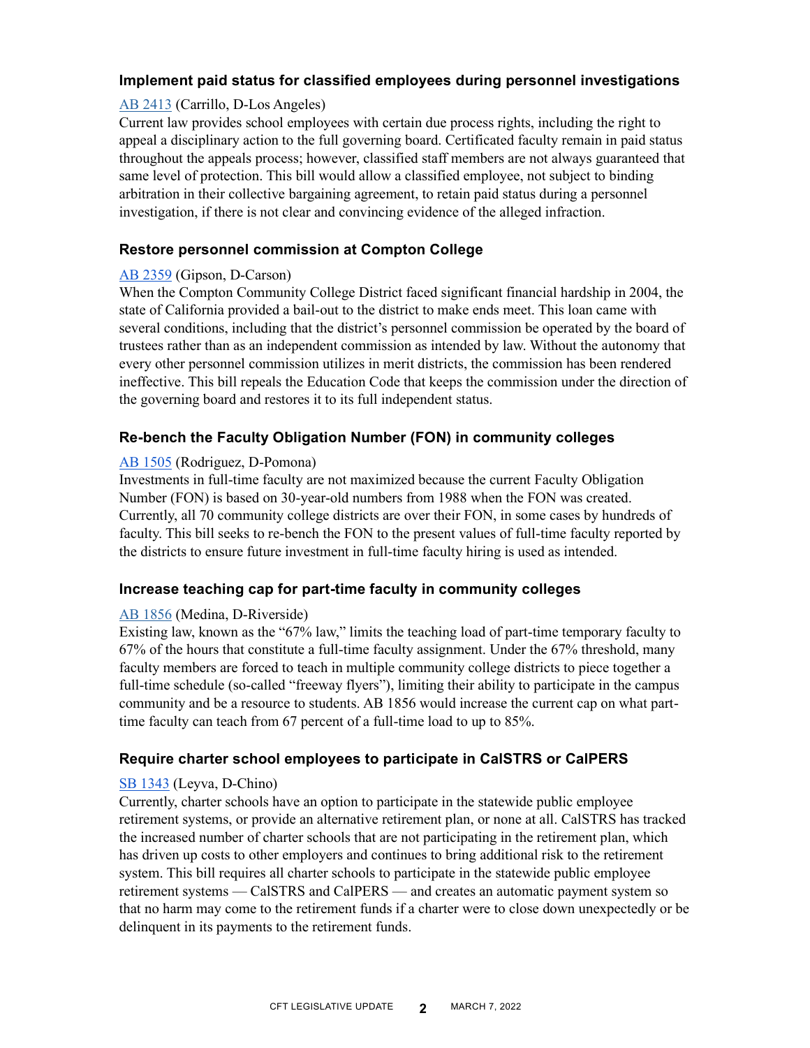### Implement paid status for classified employees during personnel investigations

[AB 2413](#) (Carrillo, D-Los Angeles)
Current law provides school employees with certain due process rights, including the right to appeal a disciplinary action to the full governing board. Certificated faculty remain in paid status throughout the appeals process; however, classified staff members are not always guaranteed that same level of protection. This bill would allow a classified employee, not subject to binding arbitration in their collective bargaining agreement, to retain paid status during a personnel investigation, if there is not clear and convincing evidence of the alleged infraction.

### Restore personnel commission at Compton College

[AB 2359](#) (Gipson, D-Carson)
When the Compton Community College District faced significant financial hardship in 2004, the state of California provided a bail-out to the district to make ends meet. This loan came with several conditions, including that the district's personnel commission be operated by the board of trustees rather than as an independent commission as intended by law. Without the autonomy that every other personnel commission utilizes in merit districts, the commission has been rendered ineffective. This bill repeals the Education Code that keeps the commission under the direction of the governing board and restores it to its full independent status.

### Re-bench the Faculty Obligation Number (FON) in community colleges

[AB 1505](#) (Rodriguez, D-Pomona)
Investments in full-time faculty are not maximized because the current Faculty Obligation Number (FON) is based on 30-year-old numbers from 1988 when the FON was created. Currently, all 70 community college districts are over their FON, in some cases by hundreds of faculty. This bill seeks to re-bench the FON to the present values of full-time faculty reported by the districts to ensure future investment in full-time faculty hiring is used as intended.

### Increase teaching cap for part-time faculty in community colleges

[AB 1856](#) (Medina, D-Riverside)
Existing law, known as the "67% law," limits the teaching load of part-time temporary faculty to 67% of the hours that constitute a full-time faculty assignment. Under the 67% threshold, many faculty members are forced to teach in multiple community college districts to piece together a full-time schedule (so-called "freeway flyers"), limiting their ability to participate in the campus community and be a resource to students. AB 1856 would increase the current cap on what part-time faculty can teach from 67 percent of a full-time load to up to 85%.

### Require charter school employees to participate in CalSTRS or CalPERS

[SB 1343](#) (Leyva, D-Chino)
Currently, charter schools have an option to participate in the statewide public employee retirement systems, or provide an alternative retirement plan, or none at all. CalSTRS has tracked the increased number of charter schools that are not participating in the retirement plan, which has driven up costs to other employers and continues to bring additional risk to the retirement system. This bill requires all charter schools to participate in the statewide public employee retirement systems — CalSTRS and CalPERS — and creates an automatic payment system so that no harm may come to the retirement funds if a charter were to close down unexpectedly or be delinquent in its payments to the retirement funds.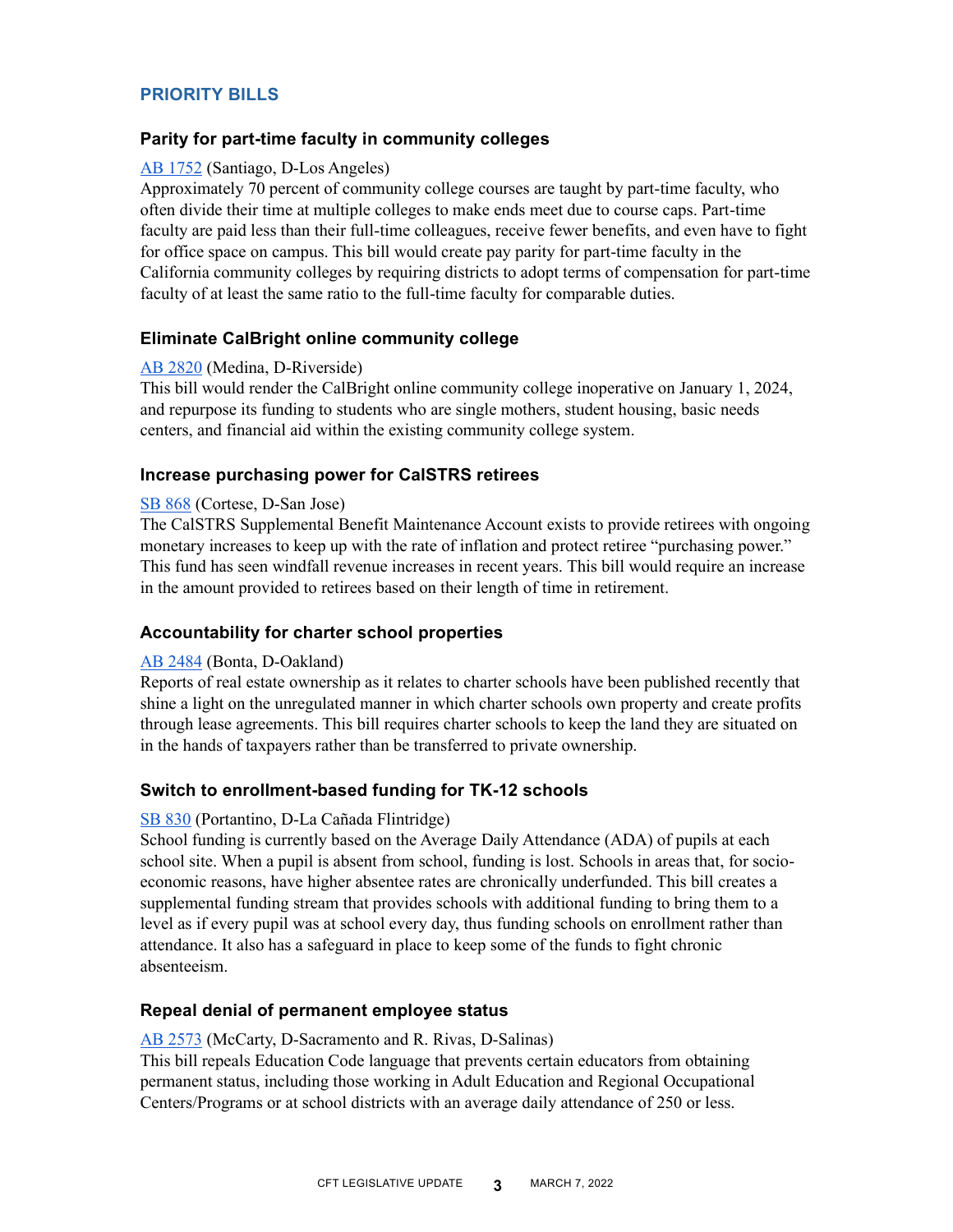## PRIORITY BILLS

### Parity for part-time faculty in community colleges

AB 1752 (Santiago, D-Los Angeles)
Approximately 70 percent of community college courses are taught by part-time faculty, who often divide their time at multiple colleges to make ends meet due to course caps. Part-time faculty are paid less than their full-time colleagues, receive fewer benefits, and even have to fight for office space on campus. This bill would create pay parity for part-time faculty in the California community colleges by requiring districts to adopt terms of compensation for part-time faculty of at least the same ratio to the full-time faculty for comparable duties.

### Eliminate CalBright online community college

AB 2820 (Medina, D-Riverside)
This bill would render the CalBright online community college inoperative on January 1, 2024, and repurpose its funding to students who are single mothers, student housing, basic needs centers, and financial aid within the existing community college system.

### Increase purchasing power for CalSTRS retirees

SB 868 (Cortese, D-San Jose)
The CalSTRS Supplemental Benefit Maintenance Account exists to provide retirees with ongoing monetary increases to keep up with the rate of inflation and protect retiree "purchasing power." This fund has seen windfall revenue increases in recent years. This bill would require an increase in the amount provided to retirees based on their length of time in retirement.

### Accountability for charter school properties

AB 2484 (Bonta, D-Oakland)
Reports of real estate ownership as it relates to charter schools have been published recently that shine a light on the unregulated manner in which charter schools own property and create profits through lease agreements. This bill requires charter schools to keep the land they are situated on in the hands of taxpayers rather than be transferred to private ownership.

### Switch to enrollment-based funding for TK-12 schools

SB 830 (Portantino, D-La Cañada Flintridge)
School funding is currently based on the Average Daily Attendance (ADA) of pupils at each school site. When a pupil is absent from school, funding is lost. Schools in areas that, for socio-economic reasons, have higher absentee rates are chronically underfunded. This bill creates a supplemental funding stream that provides schools with additional funding to bring them to a level as if every pupil was at school every day, thus funding schools on enrollment rather than attendance. It also has a safeguard in place to keep some of the funds to fight chronic absenteeism.

### Repeal denial of permanent employee status

AB 2573 (McCarty, D-Sacramento and R. Rivas, D-Salinas)
This bill repeals Education Code language that prevents certain educators from obtaining permanent status, including those working in Adult Education and Regional Occupational Centers/Programs or at school districts with an average daily attendance of 250 or less.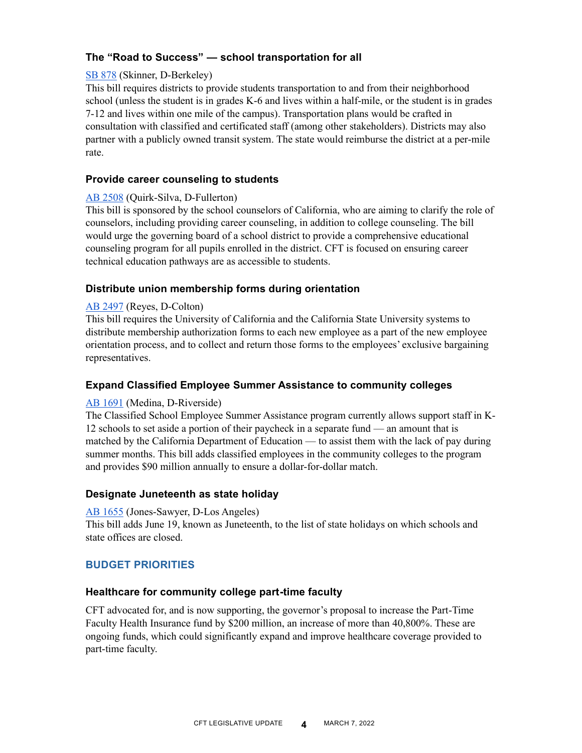### The "Road to Success" — school transportation for all

[SB 878](#) (Skinner, D-Berkeley)
This bill requires districts to provide students transportation to and from their neighborhood school (unless the student is in grades K-6 and lives within a half-mile, or the student is in grades 7-12 and lives within one mile of the campus). Transportation plans would be crafted in consultation with classified and certificated staff (among other stakeholders). Districts may also partner with a publicly owned transit system. The state would reimburse the district at a per-mile rate.

### Provide career counseling to students

[AB 2508](#) (Quirk-Silva, D-Fullerton)
This bill is sponsored by the school counselors of California, who are aiming to clarify the role of counselors, including providing career counseling, in addition to college counseling. The bill would urge the governing board of a school district to provide a comprehensive educational counseling program for all pupils enrolled in the district. CFT is focused on ensuring career technical education pathways are as accessible to students.

### Distribute union membership forms during orientation

[AB 2497](#) (Reyes, D-Colton)
This bill requires the University of California and the California State University systems to distribute membership authorization forms to each new employee as a part of the new employee orientation process, and to collect and return those forms to the employees' exclusive bargaining representatives.

### Expand Classified Employee Summer Assistance to community colleges

[AB 1691](#) (Medina, D-Riverside)
The Classified School Employee Summer Assistance program currently allows support staff in K-12 schools to set aside a portion of their paycheck in a separate fund — an amount that is matched by the California Department of Education — to assist them with the lack of pay during summer months. This bill adds classified employees in the community colleges to the program and provides $90 million annually to ensure a dollar-for-dollar match.

### Designate Juneteenth as state holiday

[AB 1655](#) (Jones-Sawyer, D-Los Angeles)
This bill adds June 19, known as Juneteenth, to the list of state holidays on which schools and state offices are closed.

## BUDGET PRIORITIES

### Healthcare for community college part-time faculty

CFT advocated for, and is now supporting, the governor's proposal to increase the Part-Time Faculty Health Insurance fund by $200 million, an increase of more than 40,800%. These are ongoing funds, which could significantly expand and improve healthcare coverage provided to part-time faculty.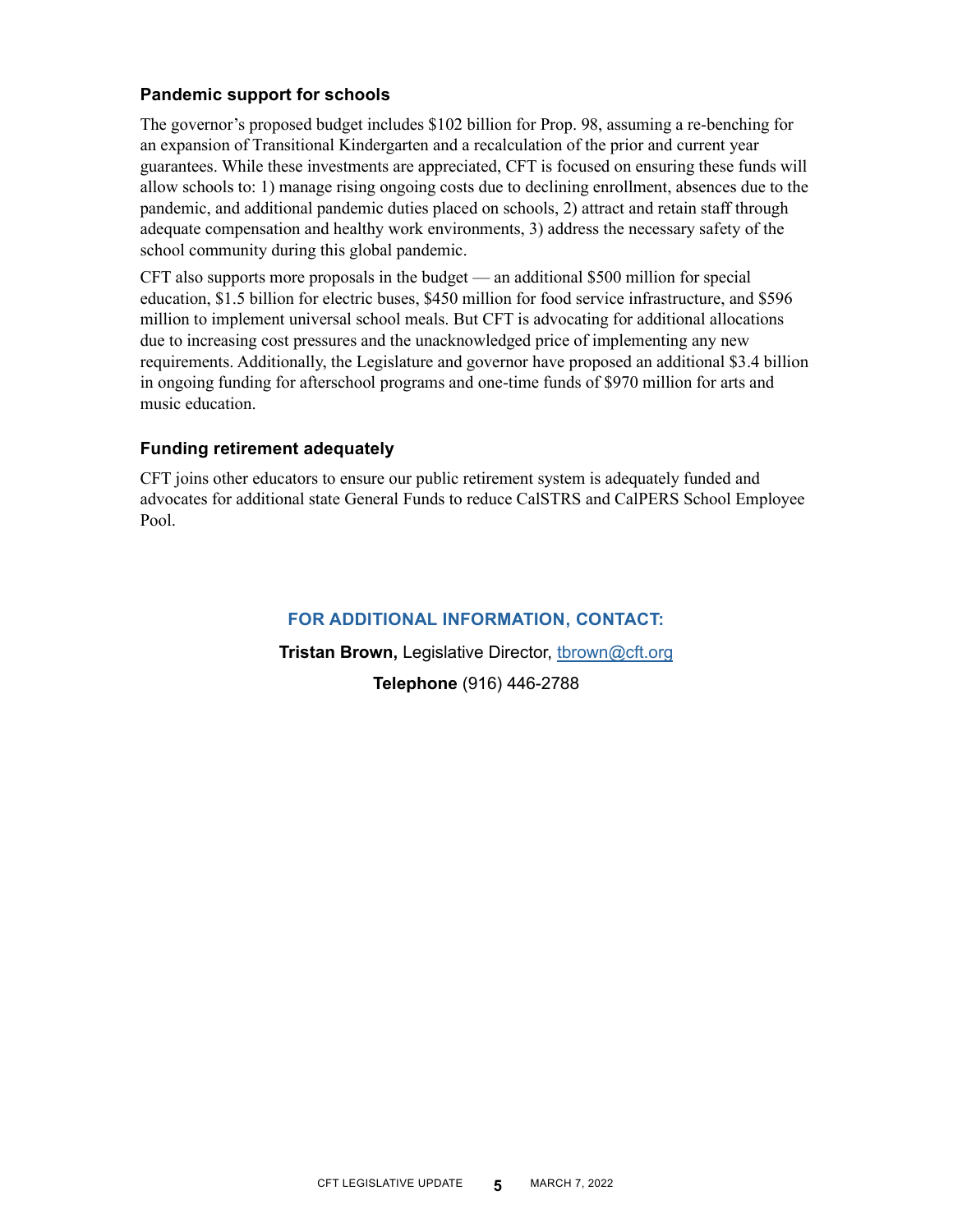### Pandemic support for schools

The governor's proposed budget includes $102 billion for Prop. 98, assuming a re-benching for an expansion of Transitional Kindergarten and a recalculation of the prior and current year guarantees. While these investments are appreciated, CFT is focused on ensuring these funds will allow schools to: 1) manage rising ongoing costs due to declining enrollment, absences due to the pandemic, and additional pandemic duties placed on schools, 2) attract and retain staff through adequate compensation and healthy work environments, 3) address the necessary safety of the school community during this global pandemic.

CFT also supports more proposals in the budget — an additional $500 million for special education, $1.5 billion for electric buses, $450 million for food service infrastructure, and $596 million to implement universal school meals. But CFT is advocating for additional allocations due to increasing cost pressures and the unacknowledged price of implementing any new requirements. Additionally, the Legislature and governor have proposed an additional $3.4 billion in ongoing funding for afterschool programs and one-time funds of $970 million for arts and music education.

### Funding retirement adequately

CFT joins other educators to ensure our public retirement system is adequately funded and advocates for additional state General Funds to reduce CalSTRS and CalPERS School Employee Pool.

**FOR ADDITIONAL INFORMATION, CONTACT:**

**Tristan Brown,** Legislative Director, tbrown@cft.org

**Telephone** (916) 446-2788